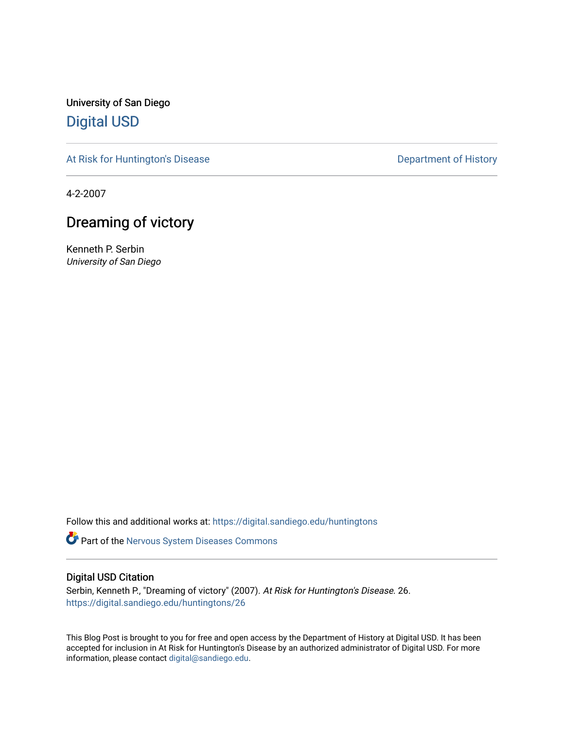University of San Diego

# Digital USD

At Risk for Huntington's Disease

Department of History

4-2-2007

## Dreaming of victory

Kenneth P. Serbin
*University of San Diego*

Follow this and additional works at: https://digital.sandiego.edu/huntingtons

Part of the Nervous System Diseases Commons

### Digital USD Citation

Serbin, Kenneth P., "Dreaming of victory" (2007). *At Risk for Huntington's Disease*. 26.
https://digital.sandiego.edu/huntingtons/26

This Blog Post is brought to you for free and open access by the Department of History at Digital USD. It has been accepted for inclusion in At Risk for Huntington's Disease by an authorized administrator of Digital USD. For more information, please contact digital@sandiego.edu.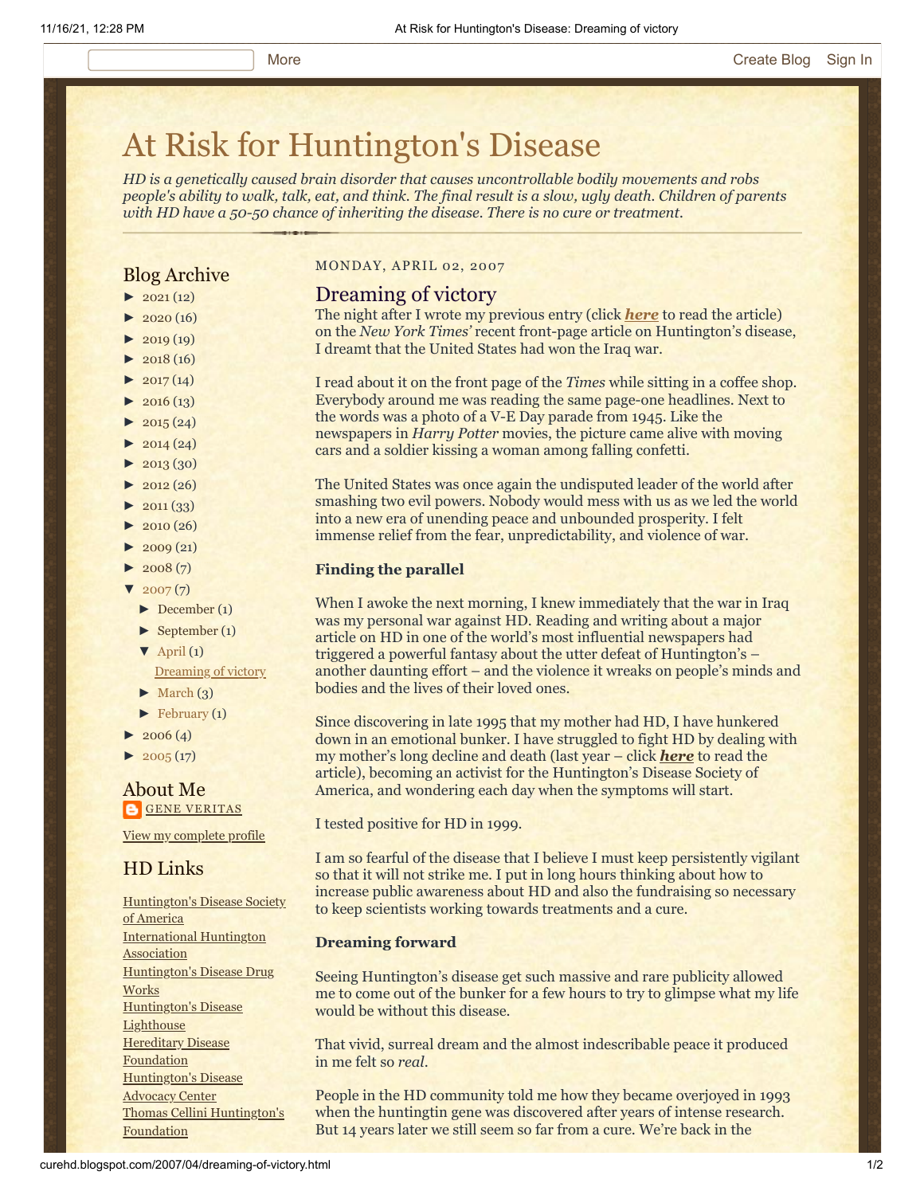More Create Blog Sign In

# At Risk for Huntington's Disease

*HD is a genetically caused brain disorder that causes uncontrollable bodily movements and robs people's ability to walk, talk, eat, and think. The final result is a slow, ugly death. Children of parents with HD have a 50-50 chance of inheriting the disease. There is no cure or treatment.*

## Blog Archive

- ► 2021 (12)
- ► 2020 (16)
- ► 2019 (19)
- ► 2018 (16)
- ► 2017 (14)
- ► 2016 (13)
- ► 2015 (24)
- ► 2014 (24)
- ► 2013 (30)
- ► 2012 (26)
- ► 2011 (33)
- ► 2010 (26)
- ► 2009 (21)
- ► 2008 (7)
- ▼ 2007 (7)
  - ► December (1)
  - ► September (1)
  - ▼ April (1)
    - Dreaming of victory
  - ► March (3)
  - ► February (1)
- ► 2006 (4)
- ► 2005 (17)

## About Me

GENE VERITAS

View my complete profile

## HD Links

- Huntington's Disease Society of America
- International Huntington Association
- Huntington's Disease Drug Works
- Huntington's Disease Lighthouse
- Hereditary Disease Foundation
- Huntington's Disease Advocacy Center
- Thomas Cellini Huntington's Foundation

MONDAY, APRIL 02, 2007

## Dreaming of victory

The night after I wrote my previous entry (click ***here*** to read the article) on the *New York Times'* recent front-page article on Huntington's disease, I dreamt that the United States had won the Iraq war.

I read about it on the front page of the *Times* while sitting in a coffee shop. Everybody around me was reading the same page-one headlines. Next to the words was a photo of a V-E Day parade from 1945. Like the newspapers in *Harry Potter* movies, the picture came alive with moving cars and a soldier kissing a woman among falling confetti.

The United States was once again the undisputed leader of the world after smashing two evil powers. Nobody would mess with us as we led the world into a new era of unending peace and unbounded prosperity. I felt immense relief from the fear, unpredictability, and violence of war.

**Finding the parallel**

When I awoke the next morning, I knew immediately that the war in Iraq was my personal war against HD. Reading and writing about a major article on HD in one of the world's most influential newspapers had triggered a powerful fantasy about the utter defeat of Huntington's – another daunting effort – and the violence it wreaks on people's minds and bodies and the lives of their loved ones.

Since discovering in late 1995 that my mother had HD, I have hunkered down in an emotional bunker. I have struggled to fight HD by dealing with my mother's long decline and death (last year – click ***here*** to read the article), becoming an activist for the Huntington's Disease Society of America, and wondering each day when the symptoms will start.

I tested positive for HD in 1999.

I am so fearful of the disease that I believe I must keep persistently vigilant so that it will not strike me. I put in long hours thinking about how to increase public awareness about HD and also the fundraising so necessary to keep scientists working towards treatments and a cure.

**Dreaming forward**

Seeing Huntington's disease get such massive and rare publicity allowed me to come out of the bunker for a few hours to try to glimpse what my life would be without this disease.

That vivid, surreal dream and the almost indescribable peace it produced in me felt so *real*.

People in the HD community told me how they became overjoyed in 1993 when the huntingtin gene was discovered after years of intense research. But 14 years later we still seem so far from a cure. We're back in the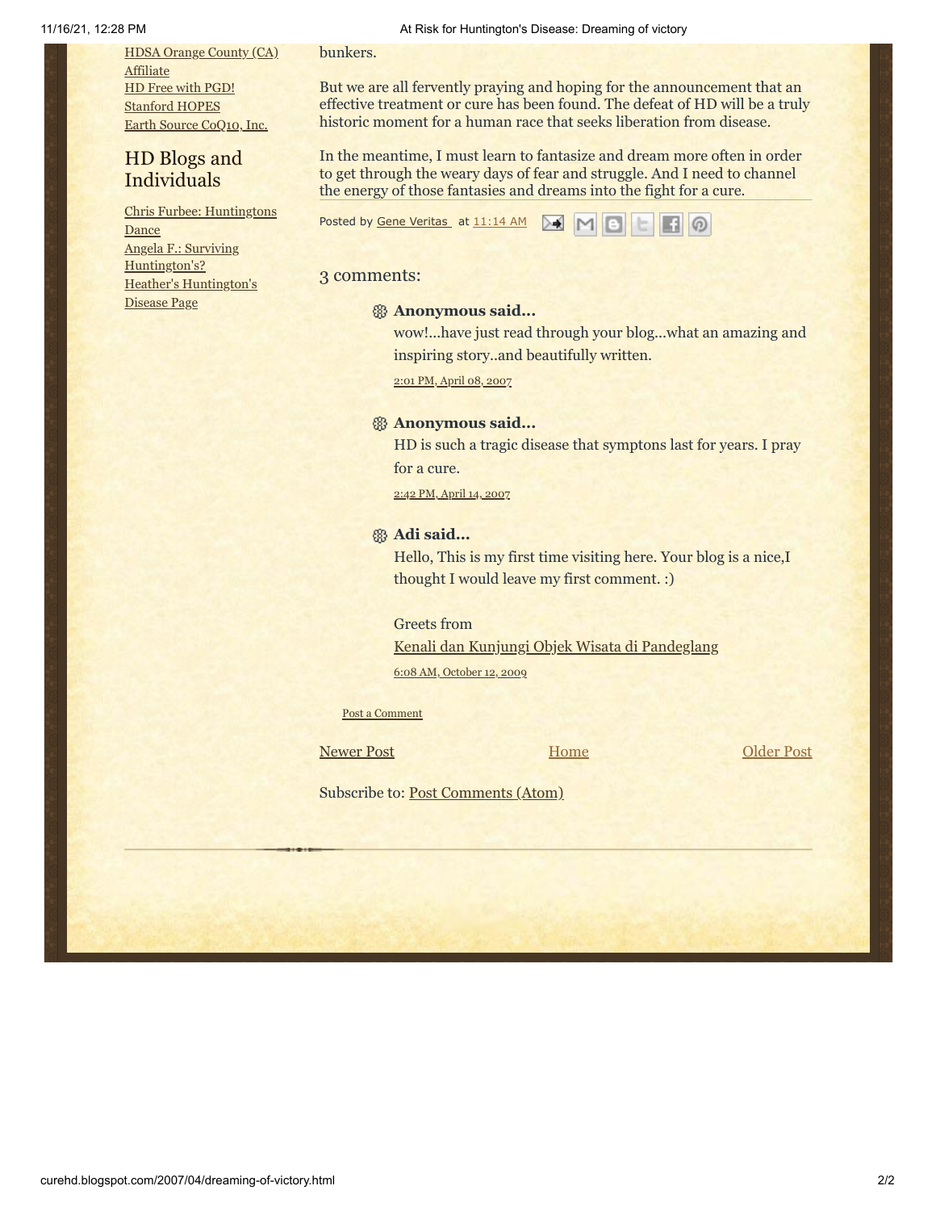HDSA Orange County (CA) Affiliate
HD Free with PGD!
Stanford HOPES
Earth Source CoQ10, Inc.

## HD Blogs and Individuals

Chris Furbee: Huntingtons Dance
Angela F.: Surviving Huntington's?
Heather's Huntington's Disease Page

bunkers.

But we are all fervently praying and hoping for the announcement that an effective treatment or cure has been found. The defeat of HD will be a truly historic moment for a human race that seeks liberation from disease.

In the meantime, I must learn to fantasize and dream more often in order to get through the weary days of fear and struggle. And I need to channel the energy of those fantasies and dreams into the fight for a cure.

Posted by Gene Veritas at 11:14 AM

## 3 comments:

**Anonymous said...**

wow!...have just read through your blog...what an amazing and inspiring story..and beautifully written.

2:01 PM, April 08, 2007

**Anonymous said...**

HD is such a tragic disease that symptons last for years. I pray for a cure.

2:42 PM, April 14, 2007

**Adi said...**

Hello, This is my first time visiting here. Your blog is a nice,I thought I would leave my first comment. :)

Greets from
Kenali dan Kunjungi Objek Wisata di Pandeglang

6:08 AM, October 12, 2009

Post a Comment

Newer Post | Home | Older Post

Subscribe to: Post Comments (Atom)